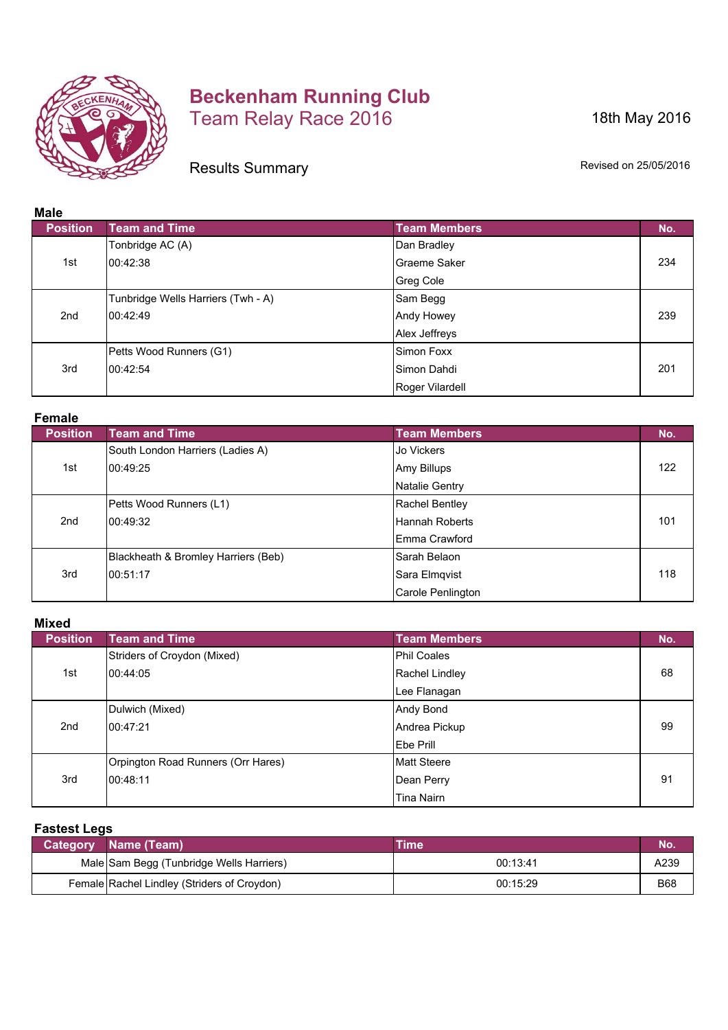# Beckenham Running Club
## Team Relay Race 2016

18th May 2016

Results Summary

Revised on 25/05/2016

### Male

| Position | Team and Time | Team Members | No. |
|---|---|---|---|
| 1st | Tonbridge AC (A)<br>00:42:38 | Dan Bradley<br>Graeme Saker<br>Greg Cole | 234 |
| 2nd | Tunbridge Wells Harriers (Twh - A)<br>00:42:49 | Sam Begg<br>Andy Howey<br>Alex Jeffreys | 239 |
| 3rd | Petts Wood Runners (G1)<br>00:42:54 | Simon Foxx<br>Simon Dahdi<br>Roger Vilardell | 201 |

### Female

| Position | Team and Time | Team Members | No. |
|---|---|---|---|
| 1st | South London Harriers (Ladies A)<br>00:49:25 | Jo Vickers<br>Amy Billups<br>Natalie Gentry | 122 |
| 2nd | Petts Wood Runners (L1)<br>00:49:32 | Rachel Bentley<br>Hannah Roberts<br>Emma Crawford | 101 |
| 3rd | Blackheath & Bromley Harriers (Beb)<br>00:51:17 | Sarah Belaon<br>Sara Elmqvist<br>Carole Penlington | 118 |

### Mixed

| Position | Team and Time | Team Members | No. |
|---|---|---|---|
| 1st | Striders of Croydon (Mixed)<br>00:44:05 | Phil Coales<br>Rachel Lindley<br>Lee Flanagan | 68 |
| 2nd | Dulwich (Mixed)<br>00:47:21 | Andy Bond<br>Andrea Pickup<br>Ebe Prill | 99 |
| 3rd | Orpington Road Runners (Orr Hares)<br>00:48:11 | Matt Steere<br>Dean Perry<br>Tina Nairn | 91 |

### Fastest Legs

| Category | Name (Team) | Time | No. |
|---|---|---|---|
| Male | Sam Begg (Tunbridge Wells Harriers) | 00:13:41 | A239 |
| Female | Rachel Lindley (Striders of Croydon) | 00:15:29 | B68 |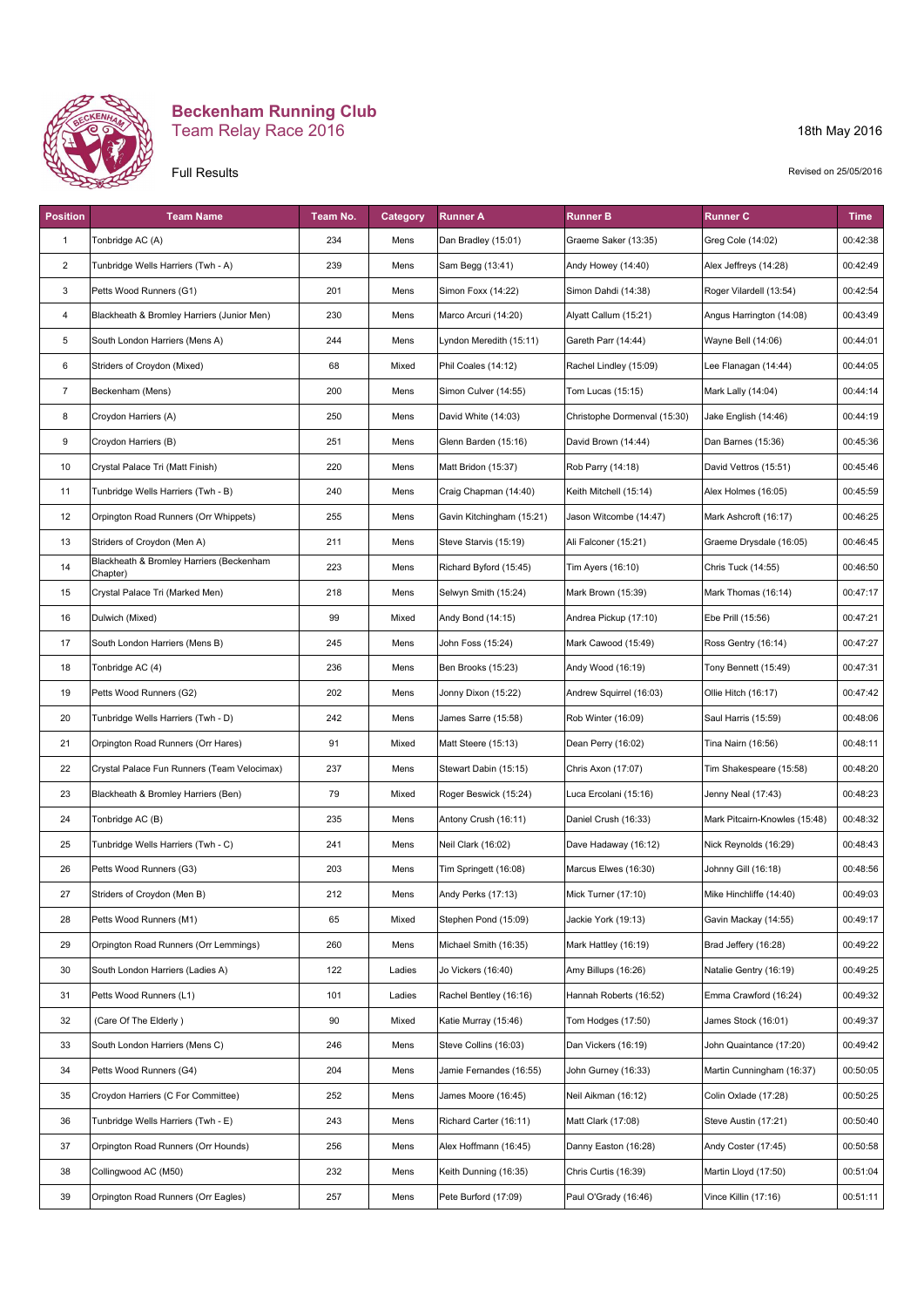# Beckenham Running Club

## Team Relay Race 2016

18th May 2016

Full Results

Revised on 25/05/2016

| Position | Team Name | Team No. | Category | Runner A | Runner B | Runner C | Time |
|---|---|---|---|---|---|---|---|
| 1 | Tonbridge AC (A) | 234 | Mens | Dan Bradley (15:01) | Graeme Saker (13:35) | Greg Cole (14:02) | 00:42:38 |
| 2 | Tunbridge Wells Harriers (Twh - A) | 239 | Mens | Sam Begg (13:41) | Andy Howey (14:40) | Alex Jeffreys (14:28) | 00:42:49 |
| 3 | Petts Wood Runners (G1) | 201 | Mens | Simon Foxx (14:22) | Simon Dahdi (14:38) | Roger Vilardell (13:54) | 00:42:54 |
| 4 | Blackheath & Bromley Harriers (Junior Men) | 230 | Mens | Marco Arcuri (14:20) | Alyatt Callum (15:21) | Angus Harrington (14:08) | 00:43:49 |
| 5 | South London Harriers (Mens A) | 244 | Mens | Lyndon Meredith (15:11) | Gareth Parr (14:44) | Wayne Bell (14:06) | 00:44:01 |
| 6 | Striders of Croydon (Mixed) | 68 | Mixed | Phil Coales (14:12) | Rachel Lindley (15:09) | Lee Flanagan (14:44) | 00:44:05 |
| 7 | Beckenham (Mens) | 200 | Mens | Simon Culver (14:55) | Tom Lucas (15:15) | Mark Lally (14:04) | 00:44:14 |
| 8 | Croydon Harriers (A) | 250 | Mens | David White (14:03) | Christophe Dormenval (15:30) | Jake English (14:46) | 00:44:19 |
| 9 | Croydon Harriers (B) | 251 | Mens | Glenn Barden (15:16) | David Brown (14:44) | Dan Barnes (15:36) | 00:45:36 |
| 10 | Crystal Palace Tri (Matt Finish) | 220 | Mens | Matt Bridon (15:37) | Rob Parry (14:18) | David Vettros (15:51) | 00:45:46 |
| 11 | Tunbridge Wells Harriers (Twh - B) | 240 | Mens | Craig Chapman (14:40) | Keith Mitchell (15:14) | Alex Holmes (16:05) | 00:45:59 |
| 12 | Orpington Road Runners (Orr Whippets) | 255 | Mens | Gavin Kitchingham (15:21) | Jason Witcombe (14:47) | Mark Ashcroft (16:17) | 00:46:25 |
| 13 | Striders of Croydon (Men A) | 211 | Mens | Steve Starvis (15:19) | Ali Falconer (15:21) | Graeme Drysdale (16:05) | 00:46:45 |
| 14 | Blackheath & Bromley Harriers (Beckenham Chapter) | 223 | Mens | Richard Byford (15:45) | Tim Ayers (16:10) | Chris Tuck (14:55) | 00:46:50 |
| 15 | Crystal Palace Tri (Marked Men) | 218 | Mens | Selwyn Smith (15:24) | Mark Brown (15:39) | Mark Thomas (16:14) | 00:47:17 |
| 16 | Dulwich (Mixed) | 99 | Mixed | Andy Bond (14:15) | Andrea Pickup (17:10) | Ebe Prill (15:56) | 00:47:21 |
| 17 | South London Harriers (Mens B) | 245 | Mens | John Foss (15:24) | Mark Cawood (15:49) | Ross Gentry (16:14) | 00:47:27 |
| 18 | Tonbridge AC (4) | 236 | Mens | Ben Brooks (15:23) | Andy Wood (16:19) | Tony Bennett (15:49) | 00:47:31 |
| 19 | Petts Wood Runners (G2) | 202 | Mens | Jonny Dixon (15:22) | Andrew Squirrel (16:03) | Ollie Hitch (16:17) | 00:47:42 |
| 20 | Tunbridge Wells Harriers (Twh - D) | 242 | Mens | James Sarre (15:58) | Rob Winter (16:09) | Saul Harris (15:59) | 00:48:06 |
| 21 | Orpington Road Runners (Orr Hares) | 91 | Mixed | Matt Steere (15:13) | Dean Perry (16:02) | Tina Nairn (16:56) | 00:48:11 |
| 22 | Crystal Palace Fun Runners (Team Velocimax) | 237 | Mens | Stewart Dabin (15:15) | Chris Axon (17:07) | Tim Shakespeare (15:58) | 00:48:20 |
| 23 | Blackheath & Bromley Harriers (Ben) | 79 | Mixed | Roger Beswick (15:24) | Luca Ercolani (15:16) | Jenny Neal (17:43) | 00:48:23 |
| 24 | Tonbridge AC (B) | 235 | Mens | Antony Crush (16:11) | Daniel Crush (16:33) | Mark Pitcairn-Knowles (15:48) | 00:48:32 |
| 25 | Tunbridge Wells Harriers (Twh - C) | 241 | Mens | Neil Clark (16:02) | Dave Hadaway (16:12) | Nick Reynolds (16:29) | 00:48:43 |
| 26 | Petts Wood Runners (G3) | 203 | Mens | Tim Springett (16:08) | Marcus Elwes (16:30) | Johnny Gill (16:18) | 00:48:56 |
| 27 | Striders of Croydon (Men B) | 212 | Mens | Andy Perks (17:13) | Mick Turner (17:10) | Mike Hinchliffe (14:40) | 00:49:03 |
| 28 | Petts Wood Runners (M1) | 65 | Mixed | Stephen Pond (15:09) | Jackie York (19:13) | Gavin Mackay (14:55) | 00:49:17 |
| 29 | Orpington Road Runners (Orr Lemmings) | 260 | Mens | Michael Smith (16:35) | Mark Hattley (16:19) | Brad Jeffery (16:28) | 00:49:22 |
| 30 | South London Harriers (Ladies A) | 122 | Ladies | Jo Vickers (16:40) | Amy Billups (16:26) | Natalie Gentry (16:19) | 00:49:25 |
| 31 | Petts Wood Runners (L1) | 101 | Ladies | Rachel Bentley (16:16) | Hannah Roberts (16:52) | Emma Crawford (16:24) | 00:49:32 |
| 32 | (Care Of The Elderly ) | 90 | Mixed | Katie Murray (15:46) | Tom Hodges (17:50) | James Stock (16:01) | 00:49:37 |
| 33 | South London Harriers (Mens C) | 246 | Mens | Steve Collins (16:03) | Dan Vickers (16:19) | John Quaintance (17:20) | 00:49:42 |
| 34 | Petts Wood Runners (G4) | 204 | Mens | Jamie Fernandes (16:55) | John Gurney (16:33) | Martin Cunningham (16:37) | 00:50:05 |
| 35 | Croydon Harriers (C For Committee) | 252 | Mens | James Moore (16:45) | Neil Aikman (16:12) | Colin Oxlade (17:28) | 00:50:25 |
| 36 | Tunbridge Wells Harriers (Twh - E) | 243 | Mens | Richard Carter (16:11) | Matt Clark (17:08) | Steve Austin (17:21) | 00:50:40 |
| 37 | Orpington Road Runners (Orr Hounds) | 256 | Mens | Alex Hoffmann (16:45) | Danny Easton (16:28) | Andy Coster (17:45) | 00:50:58 |
| 38 | Collingwood AC (M50) | 232 | Mens | Keith Dunning (16:35) | Chris Curtis (16:39) | Martin Lloyd (17:50) | 00:51:04 |
| 39 | Orpington Road Runners (Orr Eagles) | 257 | Mens | Pete Burford (17:09) | Paul O'Grady (16:46) | Vince Killin (17:16) | 00:51:11 |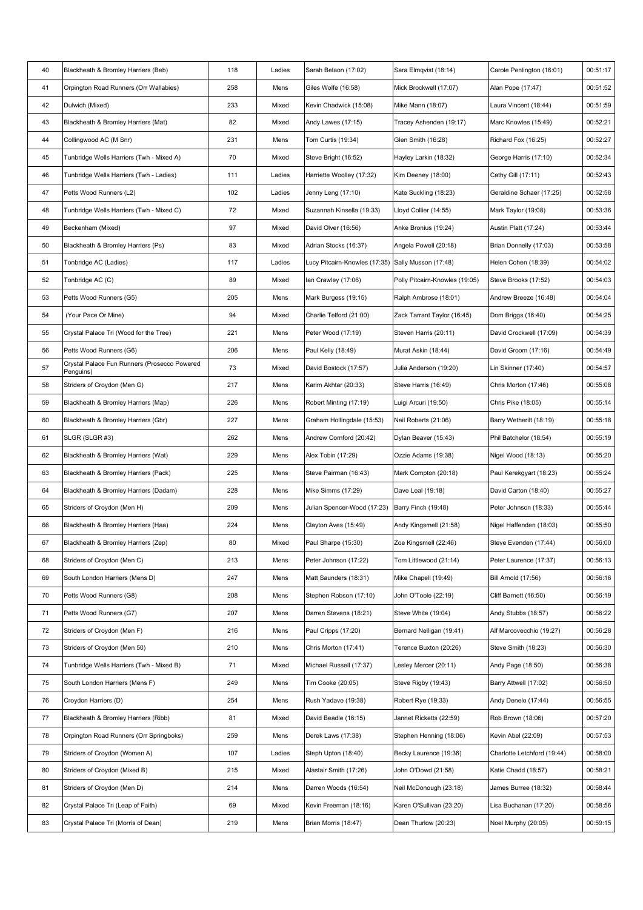| 40 | Blackheath & Bromley Harriers (Beb) | 118 | Ladies | Sarah Belaon (17:02) | Sara Elmqvist (18:14) | Carole Penlington (16:01) | 00:51:17 |
|---|---|---|---|---|---|---|---|
| 41 | Orpington Road Runners (Orr Wallabies) | 258 | Mens | Giles Wolfe (16:58) | Mick Brockwell (17:07) | Alan Pope (17:47) | 00:51:52 |
| 42 | Dulwich (Mixed) | 233 | Mixed | Kevin Chadwick (15:08) | Mike Mann (18:07) | Laura Vincent (18:44) | 00:51:59 |
| 43 | Blackheath & Bromley Harriers (Mat) | 82 | Mixed | Andy Lawes (17:15) | Tracey Ashenden (19:17) | Marc Knowles (15:49) | 00:52:21 |
| 44 | Collingwood AC (M Snr) | 231 | Mens | Tom Curtis (19:34) | Glen Smith (16:28) | Richard Fox (16:25) | 00:52:27 |
| 45 | Tunbridge Wells Harriers (Twh - Mixed A) | 70 | Mixed | Steve Bright (16:52) | Hayley Larkin (18:32) | George Harris (17:10) | 00:52:34 |
| 46 | Tunbridge Wells Harriers (Twh - Ladies) | 111 | Ladies | Harriette Woolley (17:32) | Kim Deeney (18:00) | Cathy Gill (17:11) | 00:52:43 |
| 47 | Petts Wood Runners (L2) | 102 | Ladies | Jenny Leng (17:10) | Kate Suckling (18:23) | Geraldine Schaer (17:25) | 00:52:58 |
| 48 | Tunbridge Wells Harriers (Twh - Mixed C) | 72 | Mixed | Suzannah Kinsella (19:33) | Lloyd Collier (14:55) | Mark Taylor (19:08) | 00:53:36 |
| 49 | Beckenham (Mixed) | 97 | Mixed | David Olver (16:56) | Anke Bronius (19:24) | Austin Platt (17:24) | 00:53:44 |
| 50 | Blackheath & Bromley Harriers (Ps) | 83 | Mixed | Adrian Stocks (16:37) | Angela Powell (20:18) | Brian Donnelly (17:03) | 00:53:58 |
| 51 | Tonbridge AC (Ladies) | 117 | Ladies | Lucy Pitcairn-Knowles (17:35) | Sally Musson (17:48) | Helen Cohen (18:39) | 00:54:02 |
| 52 | Tonbridge AC (C) | 89 | Mixed | Ian Crawley (17:06) | Polly Pitcairn-Knowles (19:05) | Steve Brooks (17:52) | 00:54:03 |
| 53 | Petts Wood Runners (G5) | 205 | Mens | Mark Burgess (19:15) | Ralph Ambrose (18:01) | Andrew Breeze (16:48) | 00:54:04 |
| 54 | (Your Pace Or Mine) | 94 | Mixed | Charlie Telford (21:00) | Zack Tarrant Taylor (16:45) | Dom Briggs (16:40) | 00:54:25 |
| 55 | Crystal Palace Tri (Wood for the Tree) | 221 | Mens | Peter Wood (17:19) | Steven Harris (20:11) | David Crockwell (17:09) | 00:54:39 |
| 56 | Petts Wood Runners (G6) | 206 | Mens | Paul Kelly (18:49) | Murat Askin (18:44) | David Groom (17:16) | 00:54:49 |
| 57 | Crystal Palace Fun Runners (Prosecco Powered Penguins) | 73 | Mixed | David Bostock (17:57) | Julia Anderson (19:20) | Lin Skinner (17:40) | 00:54:57 |
| 58 | Striders of Croydon (Men G) | 217 | Mens | Karim Akhtar (20:33) | Steve Harris (16:49) | Chris Morton (17:46) | 00:55:08 |
| 59 | Blackheath & Bromley Harriers (Map) | 226 | Mens | Robert Minting (17:19) | Luigi Arcuri (19:50) | Chris Pike (18:05) | 00:55:14 |
| 60 | Blackheath & Bromley Harriers (Gbr) | 227 | Mens | Graham Hollingdale (15:53) | Neil Roberts (21:06) | Barry Wetherilt (18:19) | 00:55:18 |
| 61 | SLGR (SLGR #3) | 262 | Mens | Andrew Cornford (20:42) | Dylan Beaver (15:43) | Phil Batchelor (18:54) | 00:55:19 |
| 62 | Blackheath & Bromley Harriers (Wat) | 229 | Mens | Alex Tobin (17:29) | Ozzie Adams (19:38) | Nigel Wood (18:13) | 00:55:20 |
| 63 | Blackheath & Bromley Harriers (Pack) | 225 | Mens | Steve Pairman (16:43) | Mark Compton (20:18) | Paul Kerekgyart (18:23) | 00:55:24 |
| 64 | Blackheath & Bromley Harriers (Dadam) | 228 | Mens | Mike Simms (17:29) | Dave Leal (19:18) | David Carton (18:40) | 00:55:27 |
| 65 | Striders of Croydon (Men H) | 209 | Mens | Julian Spencer-Wood (17:23) | Barry Finch (19:48) | Peter Johnson (18:33) | 00:55:44 |
| 66 | Blackheath & Bromley Harriers (Haa) | 224 | Mens | Clayton Aves (15:49) | Andy Kingsmell (21:58) | Nigel Haffenden (18:03) | 00:55:50 |
| 67 | Blackheath & Bromley Harriers (Zep) | 80 | Mixed | Paul Sharpe (15:30) | Zoe Kingsmell (22:46) | Steve Evenden (17:44) | 00:56:00 |
| 68 | Striders of Croydon (Men C) | 213 | Mens | Peter Johnson (17:22) | Tom Littlewood (21:14) | Peter Laurence (17:37) | 00:56:13 |
| 69 | South London Harriers (Mens D) | 247 | Mens | Matt Saunders (18:31) | Mike Chapell (19:49) | Bill Arnold (17:56) | 00:56:16 |
| 70 | Petts Wood Runners (G8) | 208 | Mens | Stephen Robson (17:10) | John O'Toole (22:19) | Cliff Barnett (16:50) | 00:56:19 |
| 71 | Petts Wood Runners (G7) | 207 | Mens | Darren Stevens (18:21) | Steve White (19:04) | Andy Stubbs (18:57) | 00:56:22 |
| 72 | Striders of Croydon (Men F) | 216 | Mens | Paul Cripps (17:20) | Bernard Nelligan (19:41) | Alf Marcovecchio (19:27) | 00:56:28 |
| 73 | Striders of Croydon (Men 50) | 210 | Mens | Chris Morton (17:41) | Terence Buxton (20:26) | Steve Smith (18:23) | 00:56:30 |
| 74 | Tunbridge Wells Harriers (Twh - Mixed B) | 71 | Mixed | Michael Russell (17:37) | Lesley Mercer (20:11) | Andy Page (18:50) | 00:56:38 |
| 75 | South London Harriers (Mens F) | 249 | Mens | Tim Cooke (20:05) | Steve Rigby (19:43) | Barry Attwell (17:02) | 00:56:50 |
| 76 | Croydon Harriers (D) | 254 | Mens | Rush Yadave (19:38) | Robert Rye (19:33) | Andy Denelo (17:44) | 00:56:55 |
| 77 | Blackheath & Bromley Harriers (Ribb) | 81 | Mixed | David Beadle (16:15) | Jannet Ricketts (22:59) | Rob Brown (18:06) | 00:57:20 |
| 78 | Orpington Road Runners (Orr Springboks) | 259 | Mens | Derek Laws (17:38) | Stephen Henning (18:06) | Kevin Abel (22:09) | 00:57:53 |
| 79 | Striders of Croydon (Women A) | 107 | Ladies | Steph Upton (18:40) | Becky Laurence (19:36) | Charlotte Letchford (19:44) | 00:58:00 |
| 80 | Striders of Croydon (Mixed B) | 215 | Mixed | Alastair Smith (17:26) | John O'Dowd (21:58) | Katie Chadd (18:57) | 00:58:21 |
| 81 | Striders of Croydon (Men D) | 214 | Mens | Darren Woods (16:54) | Neil McDonough (23:18) | James Burree (18:32) | 00:58:44 |
| 82 | Crystal Palace Tri (Leap of Faith) | 69 | Mixed | Kevin Freeman (18:16) | Karen O'Sullivan (23:20) | Lisa Buchanan (17:20) | 00:58:56 |
| 83 | Crystal Palace Tri (Morris of Dean) | 219 | Mens | Brian Morris (18:47) | Dean Thurlow (20:23) | Noel Murphy (20:05) | 00:59:15 |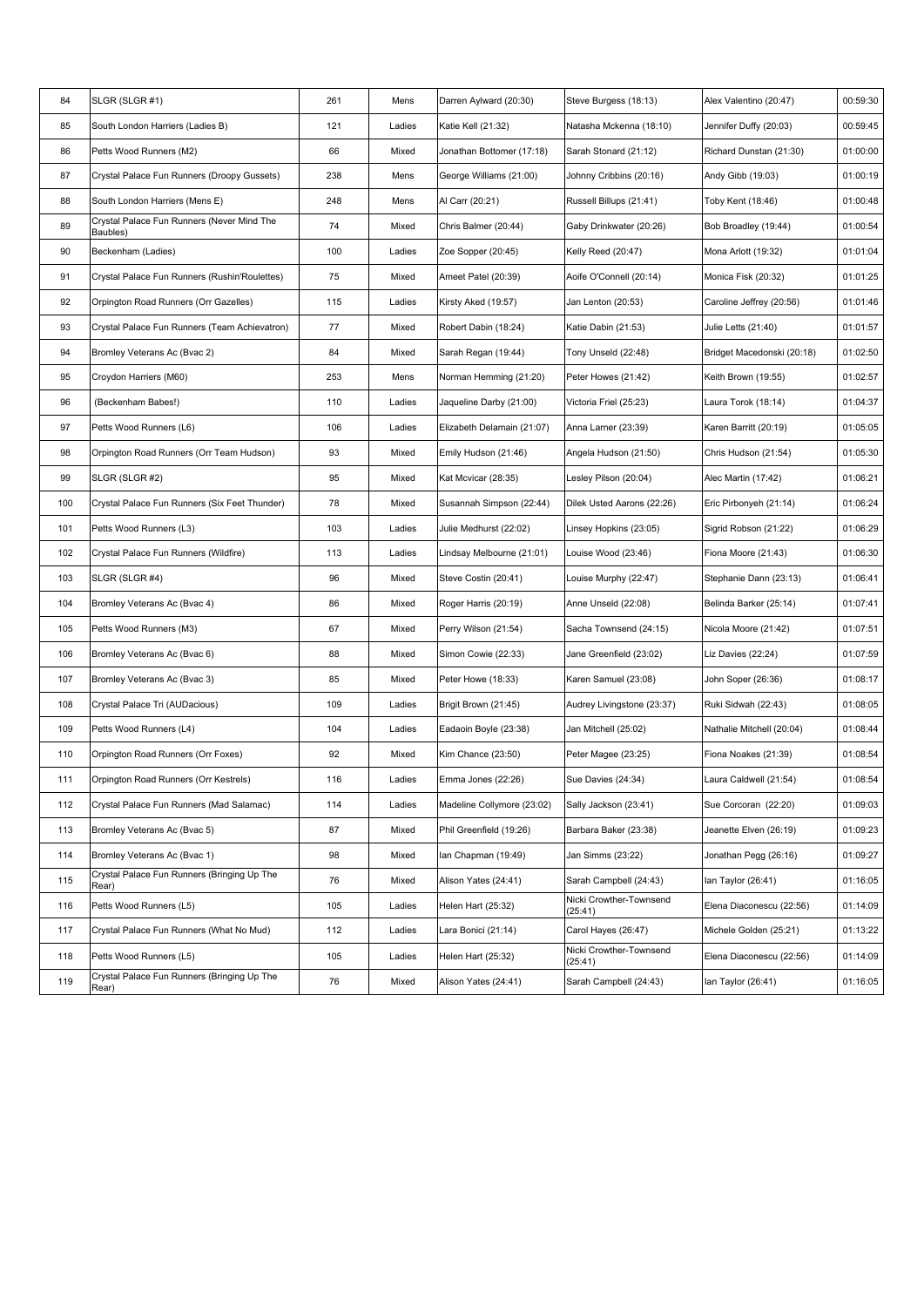| | | | | | | | |
|---|---|---|---|---|---|---|---|
| 84 | SLGR (SLGR #1) | 261 | Mens | Darren Aylward (20:30) | Steve Burgess (18:13) | Alex Valentino (20:47) | 00:59:30 |
| 85 | South London Harriers (Ladies B) | 121 | Ladies | Katie Kell (21:32) | Natasha Mckenna (18:10) | Jennifer Duffy (20:03) | 00:59:45 |
| 86 | Petts Wood Runners (M2) | 66 | Mixed | Jonathan Bottomer (17:18) | Sarah Stonard (21:12) | Richard Dunstan (21:30) | 01:00:00 |
| 87 | Crystal Palace Fun Runners (Droopy Gussets) | 238 | Mens | George Williams (21:00) | Johnny Cribbins (20:16) | Andy Gibb (19:03) | 01:00:19 |
| 88 | South London Harriers (Mens E) | 248 | Mens | Al Carr (20:21) | Russell Billups (21:41) | Toby Kent (18:46) | 01:00:48 |
| 89 | Crystal Palace Fun Runners (Never Mind The Baubles) | 74 | Mixed | Chris Balmer (20:44) | Gaby Drinkwater (20:26) | Bob Broadley (19:44) | 01:00:54 |
| 90 | Beckenham (Ladies) | 100 | Ladies | Zoe Sopper (20:45) | Kelly Reed (20:47) | Mona Arlott (19:32) | 01:01:04 |
| 91 | Crystal Palace Fun Runners (Rushin'Roulettes) | 75 | Mixed | Ameet Patel (20:39) | Aoife O'Connell (20:14) | Monica Fisk (20:32) | 01:01:25 |
| 92 | Orpington Road Runners (Orr Gazelles) | 115 | Ladies | Kirsty Aked (19:57) | Jan Lenton (20:53) | Caroline Jeffrey (20:56) | 01:01:46 |
| 93 | Crystal Palace Fun Runners (Team Achievatron) | 77 | Mixed | Robert Dabin (18:24) | Katie Dabin (21:53) | Julie Letts (21:40) | 01:01:57 |
| 94 | Bromley Veterans Ac (Bvac 2) | 84 | Mixed | Sarah Regan (19:44) | Tony Unseld (22:48) | Bridget Macedonski (20:18) | 01:02:50 |
| 95 | Croydon Harriers (M60) | 253 | Mens | Norman Hemming (21:20) | Peter Howes (21:42) | Keith Brown (19:55) | 01:02:57 |
| 96 | (Beckenham Babes!) | 110 | Ladies | Jaqueline Darby (21:00) | Victoria Friel (25:23) | Laura Torok (18:14) | 01:04:37 |
| 97 | Petts Wood Runners (L6) | 106 | Ladies | Elizabeth Delamain (21:07) | Anna Larner (23:39) | Karen Barritt (20:19) | 01:05:05 |
| 98 | Orpington Road Runners (Orr Team Hudson) | 93 | Mixed | Emily Hudson (21:46) | Angela Hudson (21:50) | Chris Hudson (21:54) | 01:05:30 |
| 99 | SLGR (SLGR #2) | 95 | Mixed | Kat Mcvicar (28:35) | Lesley Pilson (20:04) | Alec Martin (17:42) | 01:06:21 |
| 100 | Crystal Palace Fun Runners (Six Feet Thunder) | 78 | Mixed | Susannah Simpson (22:44) | Dilek Usted Aarons (22:26) | Eric Pirbonyeh (21:14) | 01:06:24 |
| 101 | Petts Wood Runners (L3) | 103 | Ladies | Julie Medhurst (22:02) | Linsey Hopkins (23:05) | Sigrid Robson (21:22) | 01:06:29 |
| 102 | Crystal Palace Fun Runners (Wildfire) | 113 | Ladies | Lindsay Melbourne (21:01) | Louise Wood (23:46) | Fiona Moore (21:43) | 01:06:30 |
| 103 | SLGR (SLGR #4) | 96 | Mixed | Steve Costin (20:41) | Louise Murphy (22:47) | Stephanie Dann (23:13) | 01:06:41 |
| 104 | Bromley Veterans Ac (Bvac 4) | 86 | Mixed | Roger Harris (20:19) | Anne Unseld (22:08) | Belinda Barker (25:14) | 01:07:41 |
| 105 | Petts Wood Runners (M3) | 67 | Mixed | Perry Wilson (21:54) | Sacha Townsend (24:15) | Nicola Moore (21:42) | 01:07:51 |
| 106 | Bromley Veterans Ac (Bvac 6) | 88 | Mixed | Simon Cowie (22:33) | Jane Greenfield (23:02) | Liz Davies (22:24) | 01:07:59 |
| 107 | Bromley Veterans Ac (Bvac 3) | 85 | Mixed | Peter Howe (18:33) | Karen Samuel (23:08) | John Soper (26:36) | 01:08:17 |
| 108 | Crystal Palace Tri (AUDacious) | 109 | Ladies | Brigit Brown (21:45) | Audrey Livingstone (23:37) | Ruki Sidwah (22:43) | 01:08:05 |
| 109 | Petts Wood Runners (L4) | 104 | Ladies | Eadaoin Boyle (23:38) | Jan Mitchell (25:02) | Nathalie Mitchell (20:04) | 01:08:44 |
| 110 | Orpington Road Runners (Orr Foxes) | 92 | Mixed | Kim Chance (23:50) | Peter Magee (23:25) | Fiona Noakes (21:39) | 01:08:54 |
| 111 | Orpington Road Runners (Orr Kestrels) | 116 | Ladies | Emma Jones (22:26) | Sue Davies (24:34) | Laura Caldwell (21:54) | 01:08:54 |
| 112 | Crystal Palace Fun Runners (Mad Salamac) | 114 | Ladies | Madeline Collymore (23:02) | Sally Jackson (23:41) | Sue Corcoran (22:20) | 01:09:03 |
| 113 | Bromley Veterans Ac (Bvac 5) | 87 | Mixed | Phil Greenfield (19:26) | Barbara Baker (23:38) | Jeanette Elven (26:19) | 01:09:23 |
| 114 | Bromley Veterans Ac (Bvac 1) | 98 | Mixed | Ian Chapman (19:49) | Jan Simms (23:22) | Jonathan Pegg (26:16) | 01:09:27 |
| 115 | Crystal Palace Fun Runners (Bringing Up The Rear) | 76 | Mixed | Alison Yates (24:41) | Sarah Campbell (24:43) | Ian Taylor (26:41) | 01:16:05 |
| 116 | Petts Wood Runners (L5) | 105 | Ladies | Helen Hart (25:32) | Nicki Crowther-Townsend (25:41) | Elena Diaconescu (22:56) | 01:14:09 |
| 117 | Crystal Palace Fun Runners (What No Mud) | 112 | Ladies | Lara Bonici (21:14) | Carol Hayes (26:47) | Michele Golden (25:21) | 01:13:22 |
| 118 | Petts Wood Runners (L5) | 105 | Ladies | Helen Hart (25:32) | Nicki Crowther-Townsend (25:41) | Elena Diaconescu (22:56) | 01:14:09 |
| 119 | Crystal Palace Fun Runners (Bringing Up The Rear) | 76 | Mixed | Alison Yates (24:41) | Sarah Campbell (24:43) | Ian Taylor (26:41) | 01:16:05 |